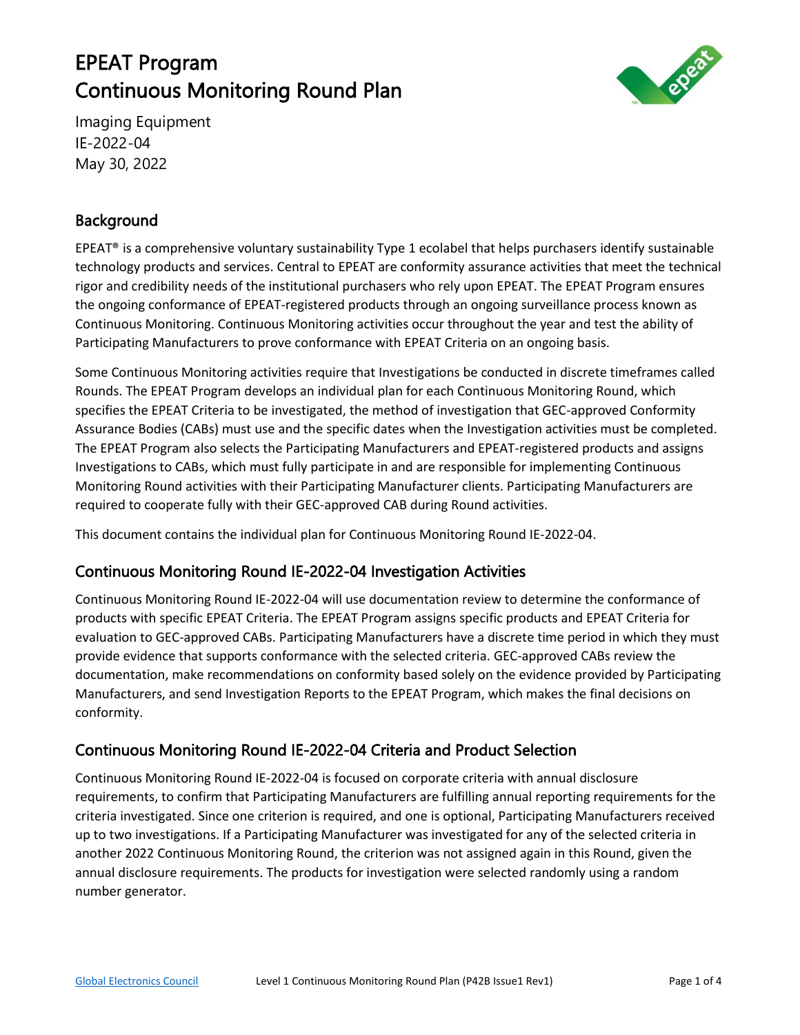# EPEAT Program
# Continuous Monitoring Round Plan

Imaging Equipment
IE-2022-04
May 30, 2022

## Background

EPEAT® is a comprehensive voluntary sustainability Type 1 ecolabel that helps purchasers identify sustainable technology products and services. Central to EPEAT are conformity assurance activities that meet the technical rigor and credibility needs of the institutional purchasers who rely upon EPEAT. The EPEAT Program ensures the ongoing conformance of EPEAT-registered products through an ongoing surveillance process known as Continuous Monitoring. Continuous Monitoring activities occur throughout the year and test the ability of Participating Manufacturers to prove conformance with EPEAT Criteria on an ongoing basis.

Some Continuous Monitoring activities require that Investigations be conducted in discrete timeframes called Rounds. The EPEAT Program develops an individual plan for each Continuous Monitoring Round, which specifies the EPEAT Criteria to be investigated, the method of investigation that GEC-approved Conformity Assurance Bodies (CABs) must use and the specific dates when the Investigation activities must be completed. The EPEAT Program also selects the Participating Manufacturers and EPEAT-registered products and assigns Investigations to CABs, which must fully participate in and are responsible for implementing Continuous Monitoring Round activities with their Participating Manufacturer clients. Participating Manufacturers are required to cooperate fully with their GEC-approved CAB during Round activities.

This document contains the individual plan for Continuous Monitoring Round IE-2022-04.

## Continuous Monitoring Round IE-2022-04 Investigation Activities

Continuous Monitoring Round IE-2022-04 will use documentation review to determine the conformance of products with specific EPEAT Criteria. The EPEAT Program assigns specific products and EPEAT Criteria for evaluation to GEC-approved CABs. Participating Manufacturers have a discrete time period in which they must provide evidence that supports conformance with the selected criteria. GEC-approved CABs review the documentation, make recommendations on conformity based solely on the evidence provided by Participating Manufacturers, and send Investigation Reports to the EPEAT Program, which makes the final decisions on conformity.

## Continuous Monitoring Round IE-2022-04 Criteria and Product Selection

Continuous Monitoring Round IE-2022-04 is focused on corporate criteria with annual disclosure requirements, to confirm that Participating Manufacturers are fulfilling annual reporting requirements for the criteria investigated. Since one criterion is required, and one is optional, Participating Manufacturers received up to two investigations. If a Participating Manufacturer was investigated for any of the selected criteria in another 2022 Continuous Monitoring Round, the criterion was not assigned again in this Round, given the annual disclosure requirements. The products for investigation were selected randomly using a random number generator.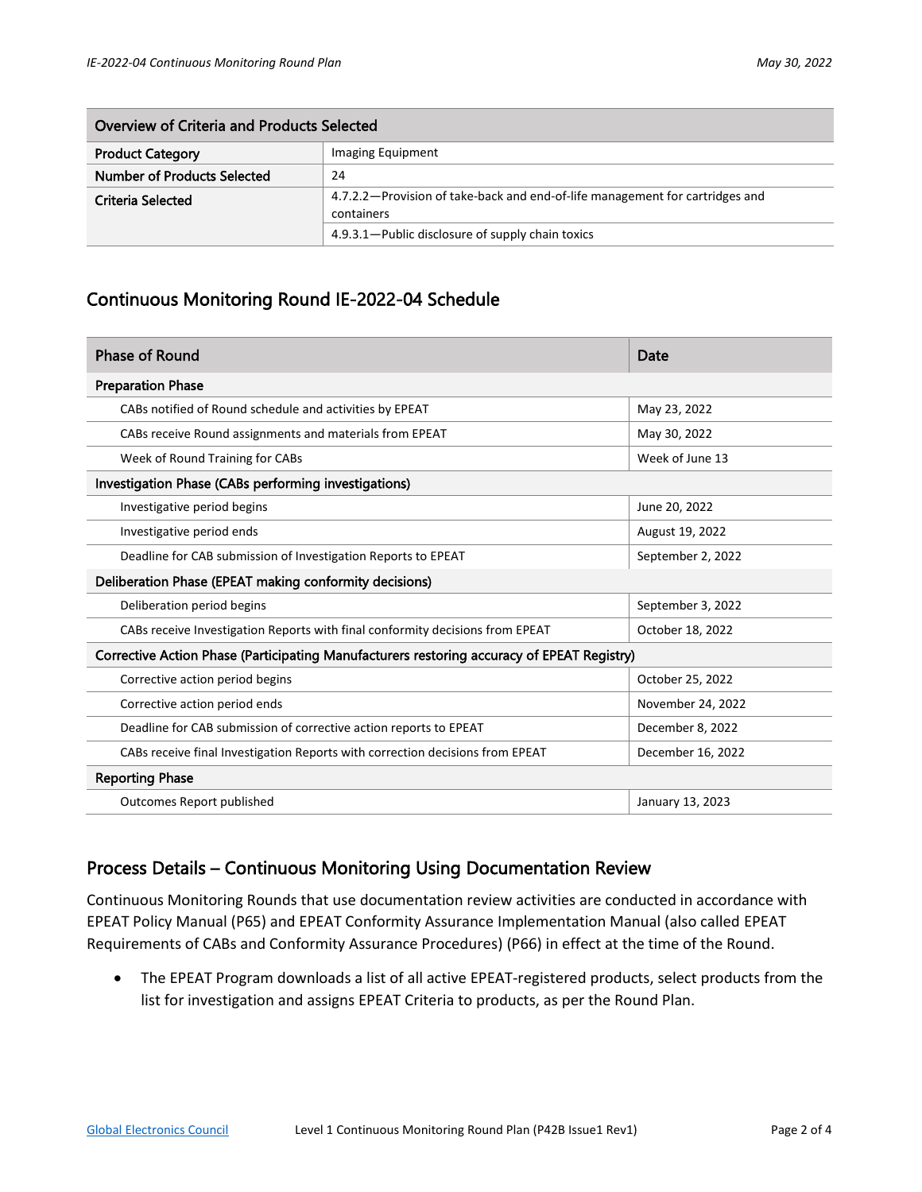| Overview of Criteria and Products Selected | |
|---|---|
| Product Category | Imaging Equipment |
| Number of Products Selected | 24 |
| Criteria Selected | 4.7.2.2—Provision of take-back and end-of-life management for cartridges and containers |
| | 4.9.3.1—Public disclosure of supply chain toxics |

## Continuous Monitoring Round IE-2022-04 Schedule

| Phase of Round | Date |
|---|---|
| **Preparation Phase** | |
| CABs notified of Round schedule and activities by EPEAT | May 23, 2022 |
| CABs receive Round assignments and materials from EPEAT | May 30, 2022 |
| Week of Round Training for CABs | Week of June 13 |
| **Investigation Phase (CABs performing investigations)** | |
| Investigative period begins | June 20, 2022 |
| Investigative period ends | August 19, 2022 |
| Deadline for CAB submission of Investigation Reports to EPEAT | September 2, 2022 |
| **Deliberation Phase (EPEAT making conformity decisions)** | |
| Deliberation period begins | September 3, 2022 |
| CABs receive Investigation Reports with final conformity decisions from EPEAT | October 18, 2022 |
| **Corrective Action Phase (Participating Manufacturers restoring accuracy of EPEAT Registry)** | |
| Corrective action period begins | October 25, 2022 |
| Corrective action period ends | November 24, 2022 |
| Deadline for CAB submission of corrective action reports to EPEAT | December 8, 2022 |
| CABs receive final Investigation Reports with correction decisions from EPEAT | December 16, 2022 |
| **Reporting Phase** | |
| Outcomes Report published | January 13, 2023 |

## Process Details – Continuous Monitoring Using Documentation Review

Continuous Monitoring Rounds that use documentation review activities are conducted in accordance with EPEAT Policy Manual (P65) and EPEAT Conformity Assurance Implementation Manual (also called EPEAT Requirements of CABs and Conformity Assurance Procedures) (P66) in effect at the time of the Round.

- The EPEAT Program downloads a list of all active EPEAT-registered products, select products from the list for investigation and assigns EPEAT Criteria to products, as per the Round Plan.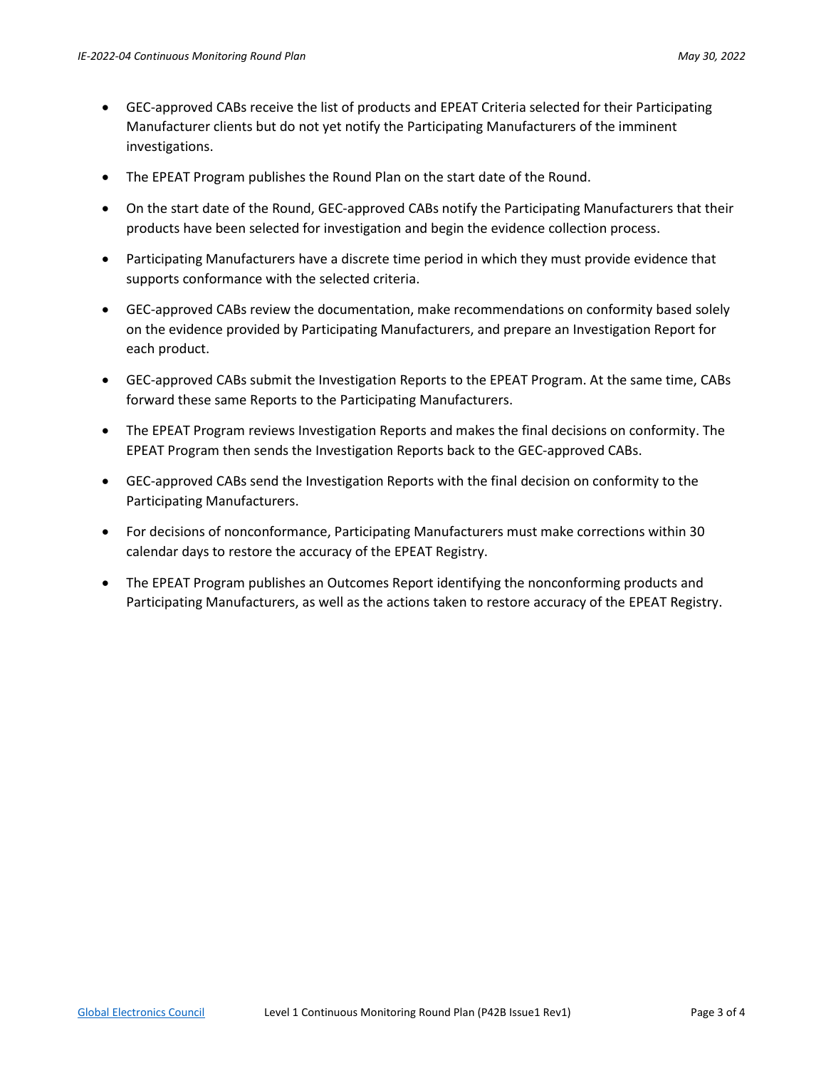- GEC-approved CABs receive the list of products and EPEAT Criteria selected for their Participating Manufacturer clients but do not yet notify the Participating Manufacturers of the imminent investigations.
- The EPEAT Program publishes the Round Plan on the start date of the Round.
- On the start date of the Round, GEC-approved CABs notify the Participating Manufacturers that their products have been selected for investigation and begin the evidence collection process.
- Participating Manufacturers have a discrete time period in which they must provide evidence that supports conformance with the selected criteria.
- GEC-approved CABs review the documentation, make recommendations on conformity based solely on the evidence provided by Participating Manufacturers, and prepare an Investigation Report for each product.
- GEC-approved CABs submit the Investigation Reports to the EPEAT Program. At the same time, CABs forward these same Reports to the Participating Manufacturers.
- The EPEAT Program reviews Investigation Reports and makes the final decisions on conformity. The EPEAT Program then sends the Investigation Reports back to the GEC-approved CABs.
- GEC-approved CABs send the Investigation Reports with the final decision on conformity to the Participating Manufacturers.
- For decisions of nonconformance, Participating Manufacturers must make corrections within 30 calendar days to restore the accuracy of the EPEAT Registry.
- The EPEAT Program publishes an Outcomes Report identifying the nonconforming products and Participating Manufacturers, as well as the actions taken to restore accuracy of the EPEAT Registry.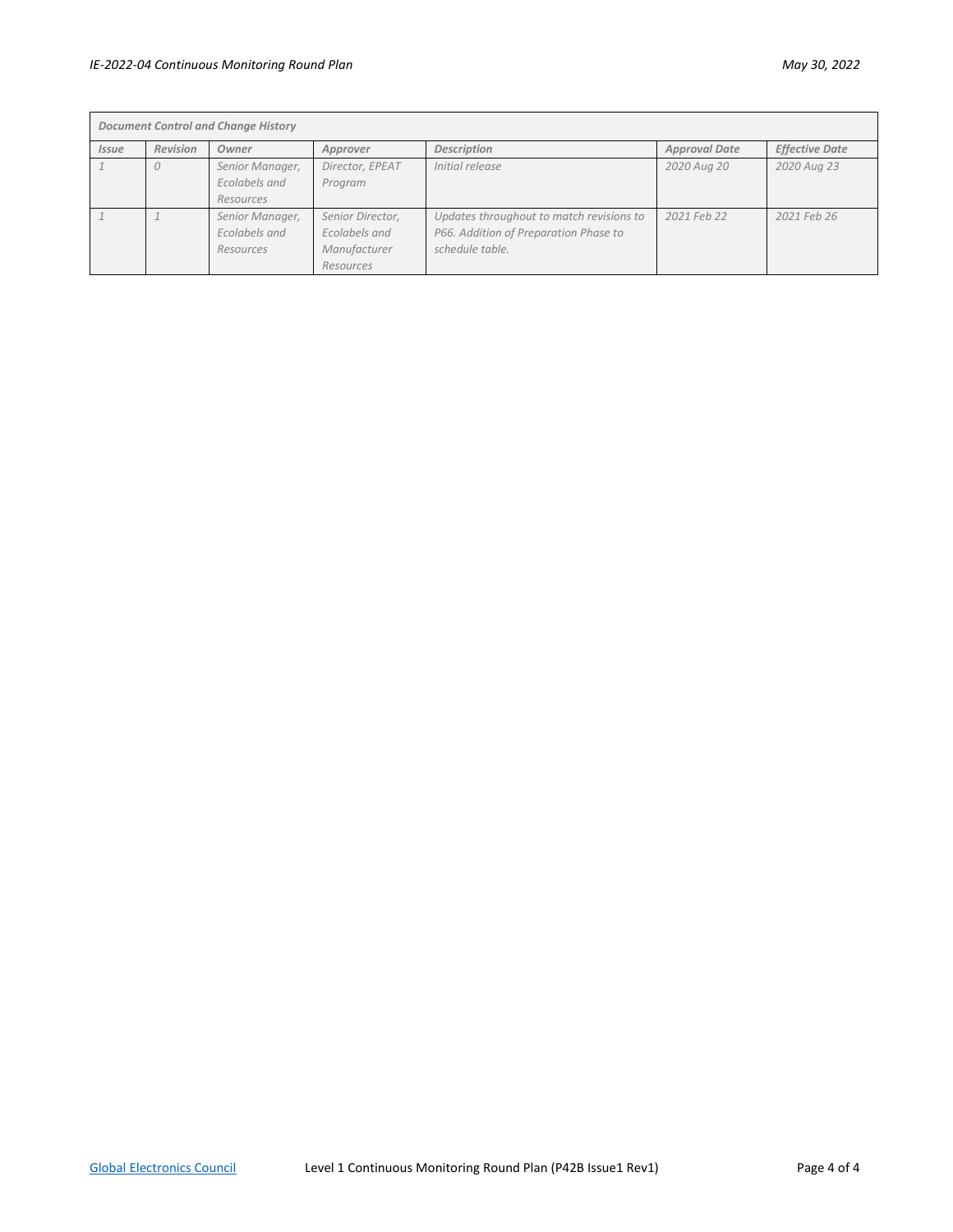| *Document Control and Change History* | | | | | | |
|---|---|---|---|---|---|---|
| *Issue* | *Revision* | *Owner* | *Approver* | *Description* | *Approval Date* | *Effective Date* |
| *1* | *0* | *Senior Manager, Ecolabels and Resources* | *Director, EPEAT Program* | *Initial release* | *2020 Aug 20* | *2020 Aug 23* |
| *1* | *1* | *Senior Manager, Ecolabels and Resources* | *Senior Director, Ecolabels and Manufacturer Resources* | *Updates throughout to match revisions to P66. Addition of Preparation Phase to schedule table.* | *2021 Feb 22* | *2021 Feb 26* |